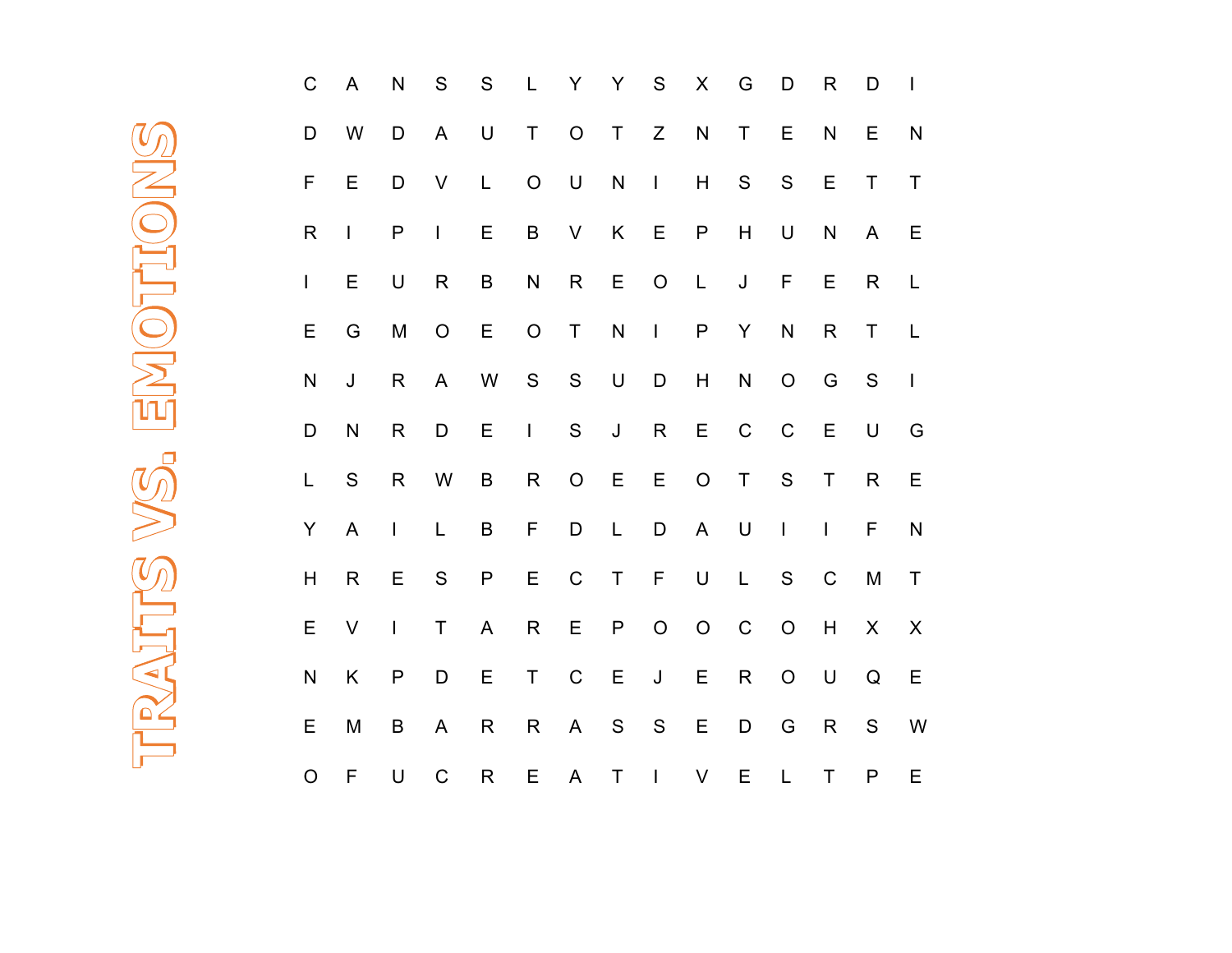# TRAITS VS. EMOTIONS

| | | | | | | | | | | | | | | |
|---|---|---|---|---|---|---|---|---|---|---|---|---|---|---|
| C | A | N | S | S | L | Y | Y | S | X | G | D | R | D | I |
| D | W | D | A | U | T | O | T | Z | N | T | E | N | E | N |
| F | E | D | V | L | O | U | N | I | H | S | S | E | T | T |
| R | I | P | I | E | B | V | K | E | P | H | U | N | A | E |
| I | E | U | R | B | N | R | E | O | L | J | F | E | R | L |
| E | G | M | O | E | O | T | N | I | P | Y | N | R | T | L |
| N | J | R | A | W | S | S | U | D | H | N | O | G | S | I |
| D | N | R | D | E | I | S | J | R | E | C | C | E | U | G |
| L | S | R | W | B | R | O | E | E | O | T | S | T | R | E |
| Y | A | I | L | B | F | D | L | D | A | U | I | I | F | N |
| H | R | E | S | P | E | C | T | F | U | L | S | C | M | T |
| E | V | I | T | A | R | E | P | O | O | C | O | H | X | X |
| N | K | P | D | E | T | C | E | J | E | R | O | U | Q | E |
| E | M | B | A | R | R | A | S | S | E | D | G | R | S | W |
| O | F | U | C | R | E | A | T | I | V | E | L | T | P | E |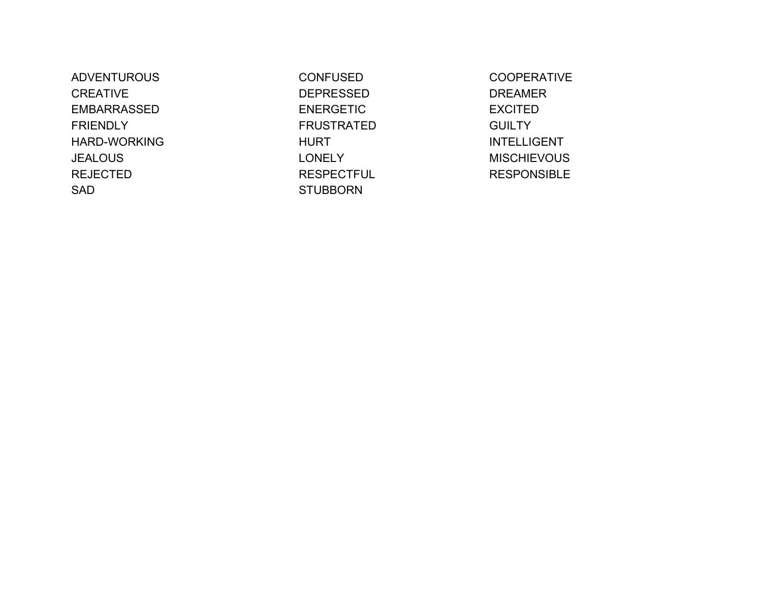| | | |
|---|---|---|
| ADVENTUROUS | CONFUSED | COOPERATIVE |
| CREATIVE | DEPRESSED | DREAMER |
| EMBARRASSED | ENERGETIC | EXCITED |
| FRIENDLY | FRUSTRATED | GUILTY |
| HARD-WORKING | HURT | INTELLIGENT |
| JEALOUS | LONELY | MISCHIEVOUS |
| REJECTED | RESPECTFUL | RESPONSIBLE |
| SAD | STUBBORN | |